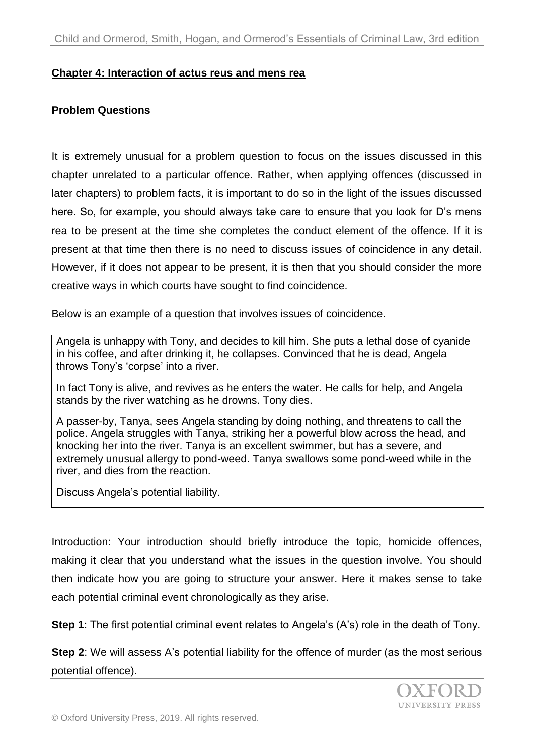## Chapter 4: Interaction of actus reus and mens rea

### Problem Questions

It is extremely unusual for a problem question to focus on the issues discussed in this chapter unrelated to a particular offence. Rather, when applying offences (discussed in later chapters) to problem facts, it is important to do so in the light of the issues discussed here. So, for example, you should always take care to ensure that you look for D's mens rea to be present at the time she completes the conduct element of the offence. If it is present at that time then there is no need to discuss issues of coincidence in any detail. However, if it does not appear to be present, it is then that you should consider the more creative ways in which courts have sought to find coincidence.

Below is an example of a question that involves issues of coincidence.

> Angela is unhappy with Tony, and decides to kill him. She puts a lethal dose of cyanide in his coffee, and after drinking it, he collapses. Convinced that he is dead, Angela throws Tony's 'corpse' into a river.
>
> In fact Tony is alive, and revives as he enters the water. He calls for help, and Angela stands by the river watching as he drowns. Tony dies.
>
> A passer-by, Tanya, sees Angela standing by doing nothing, and threatens to call the police. Angela struggles with Tanya, striking her a powerful blow across the head, and knocking her into the river. Tanya is an excellent swimmer, but has a severe, and extremely unusual allergy to pond-weed. Tanya swallows some pond-weed while in the river, and dies from the reaction.
>
> Discuss Angela's potential liability.

Introduction: Your introduction should briefly introduce the topic, homicide offences, making it clear that you understand what the issues in the question involve. You should then indicate how you are going to structure your answer. Here it makes sense to take each potential criminal event chronologically as they arise.

**Step 1**: The first potential criminal event relates to Angela's (A's) role in the death of Tony.

**Step 2**: We will assess A's potential liability for the offence of murder (as the most serious potential offence).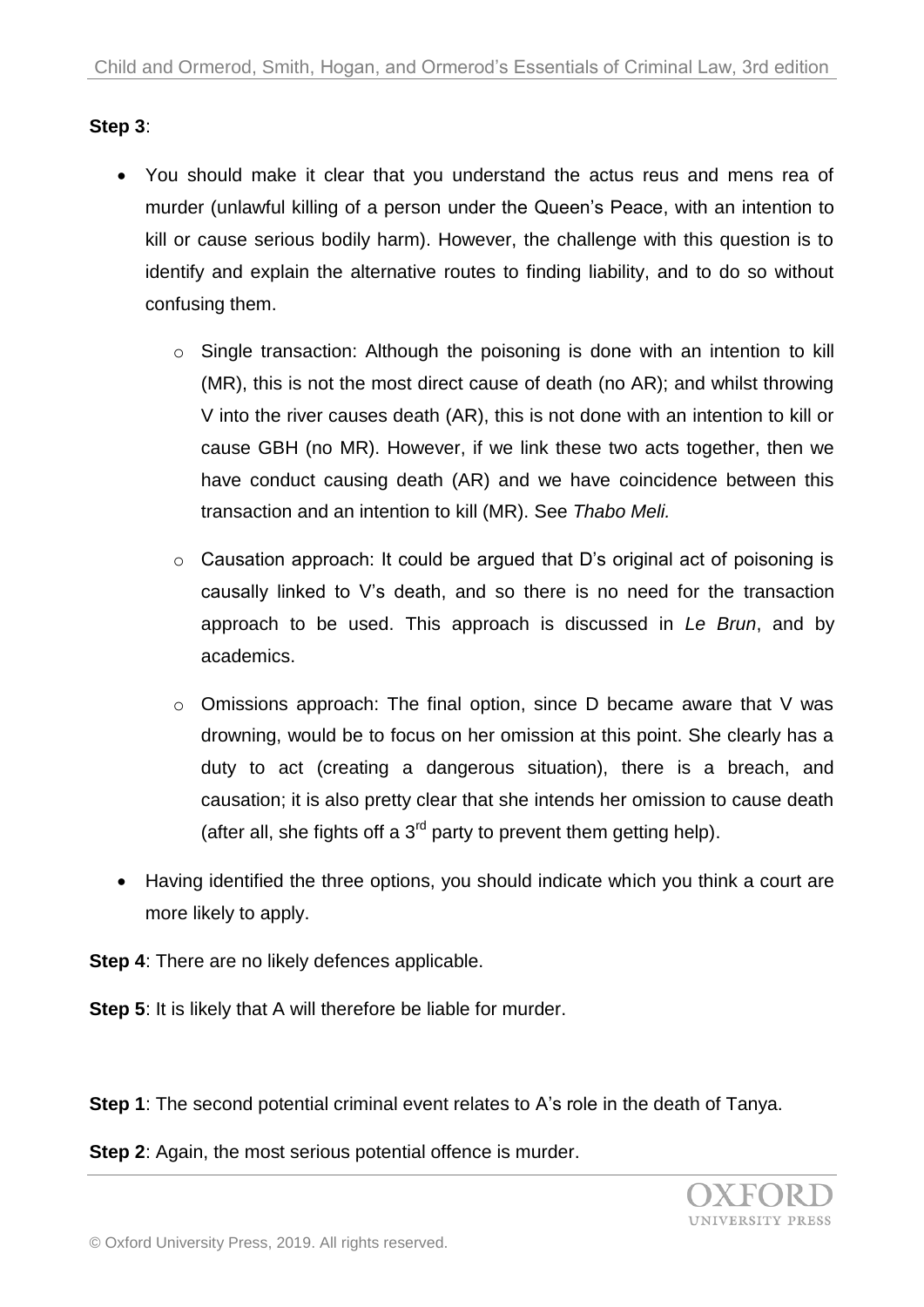**Step 3**:

- You should make it clear that you understand the actus reus and mens rea of murder (unlawful killing of a person under the Queen's Peace, with an intention to kill or cause serious bodily harm). However, the challenge with this question is to identify and explain the alternative routes to finding liability, and to do so without confusing them.
    - Single transaction: Although the poisoning is done with an intention to kill (MR), this is not the most direct cause of death (no AR); and whilst throwing V into the river causes death (AR), this is not done with an intention to kill or cause GBH (no MR). However, if we link these two acts together, then we have conduct causing death (AR) and we have coincidence between this transaction and an intention to kill (MR). See *Thabo Meli.*
    - Causation approach: It could be argued that D's original act of poisoning is causally linked to V's death, and so there is no need for the transaction approach to be used. This approach is discussed in *Le Brun*, and by academics.
    - Omissions approach: The final option, since D became aware that V was drowning, would be to focus on her omission at this point. She clearly has a duty to act (creating a dangerous situation), there is a breach, and causation; it is also pretty clear that she intends her omission to cause death (after all, she fights off a 3rd party to prevent them getting help).
- Having identified the three options, you should indicate which you think a court are more likely to apply.

**Step 4**: There are no likely defences applicable.

**Step 5**: It is likely that A will therefore be liable for murder.

**Step 1**: The second potential criminal event relates to A's role in the death of Tanya.

**Step 2**: Again, the most serious potential offence is murder.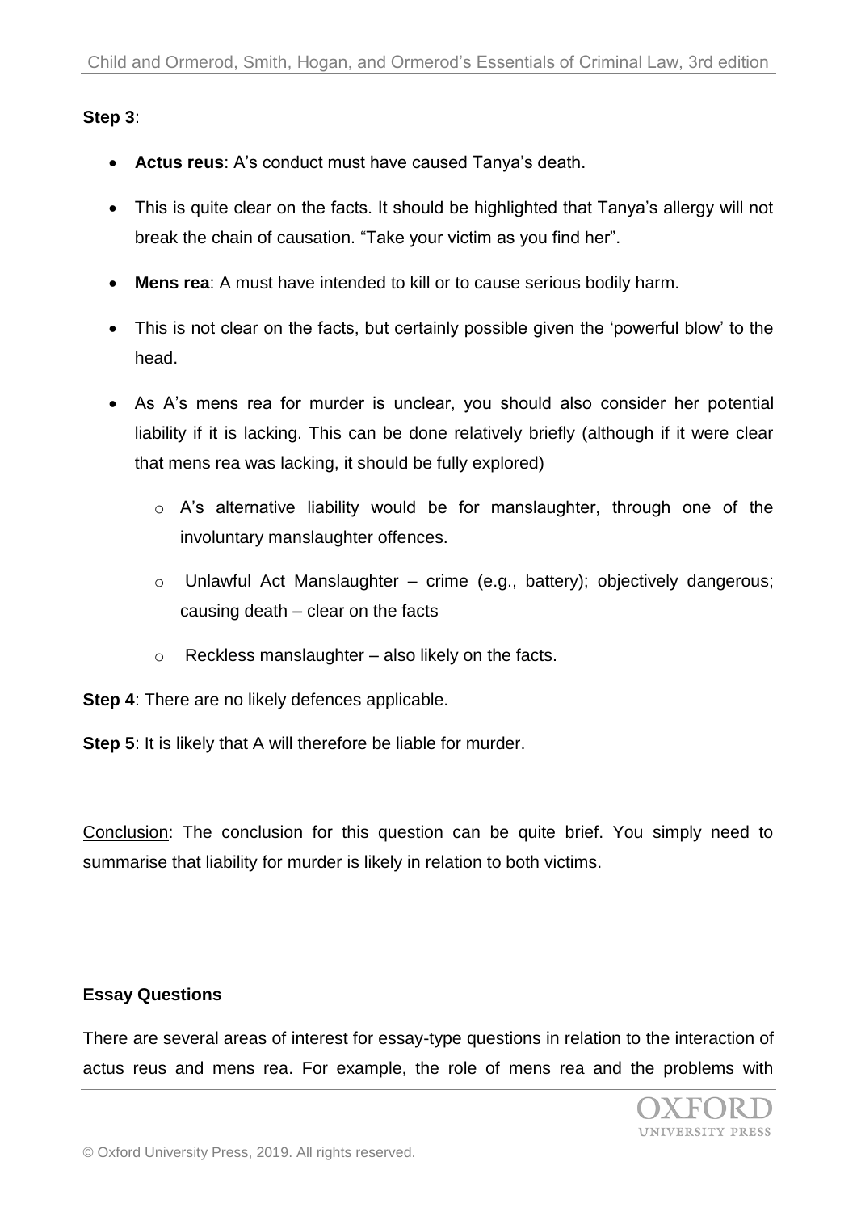**Step 3**:

- **Actus reus**: A's conduct must have caused Tanya's death.
- This is quite clear on the facts. It should be highlighted that Tanya's allergy will not break the chain of causation. "Take your victim as you find her".
- **Mens rea**: A must have intended to kill or to cause serious bodily harm.
- This is not clear on the facts, but certainly possible given the 'powerful blow' to the head.
- As A's mens rea for murder is unclear, you should also consider her potential liability if it is lacking. This can be done relatively briefly (although if it were clear that mens rea was lacking, it should be fully explored)
  - A's alternative liability would be for manslaughter, through one of the involuntary manslaughter offences.
  - Unlawful Act Manslaughter – crime (e.g., battery); objectively dangerous; causing death – clear on the facts
  - Reckless manslaughter – also likely on the facts.

**Step 4**: There are no likely defences applicable.

**Step 5**: It is likely that A will therefore be liable for murder.

Conclusion: The conclusion for this question can be quite brief. You simply need to summarise that liability for murder is likely in relation to both victims.

**Essay Questions**

There are several areas of interest for essay-type questions in relation to the interaction of actus reus and mens rea. For example, the role of mens rea and the problems with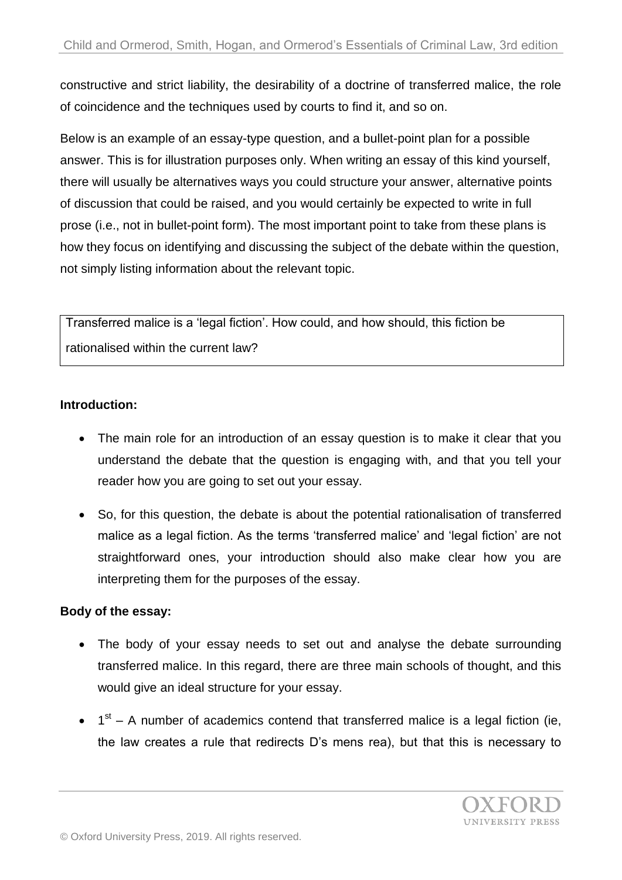constructive and strict liability, the desirability of a doctrine of transferred malice, the role of coincidence and the techniques used by courts to find it, and so on.

Below is an example of an essay-type question, and a bullet-point plan for a possible answer. This is for illustration purposes only. When writing an essay of this kind yourself, there will usually be alternatives ways you could structure your answer, alternative points of discussion that could be raised, and you would certainly be expected to write in full prose (i.e., not in bullet-point form). The most important point to take from these plans is how they focus on identifying and discussing the subject of the debate within the question, not simply listing information about the relevant topic.

> Transferred malice is a 'legal fiction'. How could, and how should, this fiction be rationalised within the current law?

**Introduction:**

- The main role for an introduction of an essay question is to make it clear that you understand the debate that the question is engaging with, and that you tell your reader how you are going to set out your essay.
- So, for this question, the debate is about the potential rationalisation of transferred malice as a legal fiction. As the terms 'transferred malice' and 'legal fiction' are not straightforward ones, your introduction should also make clear how you are interpreting them for the purposes of the essay.

**Body of the essay:**

- The body of your essay needs to set out and analyse the debate surrounding transferred malice. In this regard, there are three main schools of thought, and this would give an ideal structure for your essay.
- 1st – A number of academics contend that transferred malice is a legal fiction (ie, the law creates a rule that redirects D's mens rea), but that this is necessary to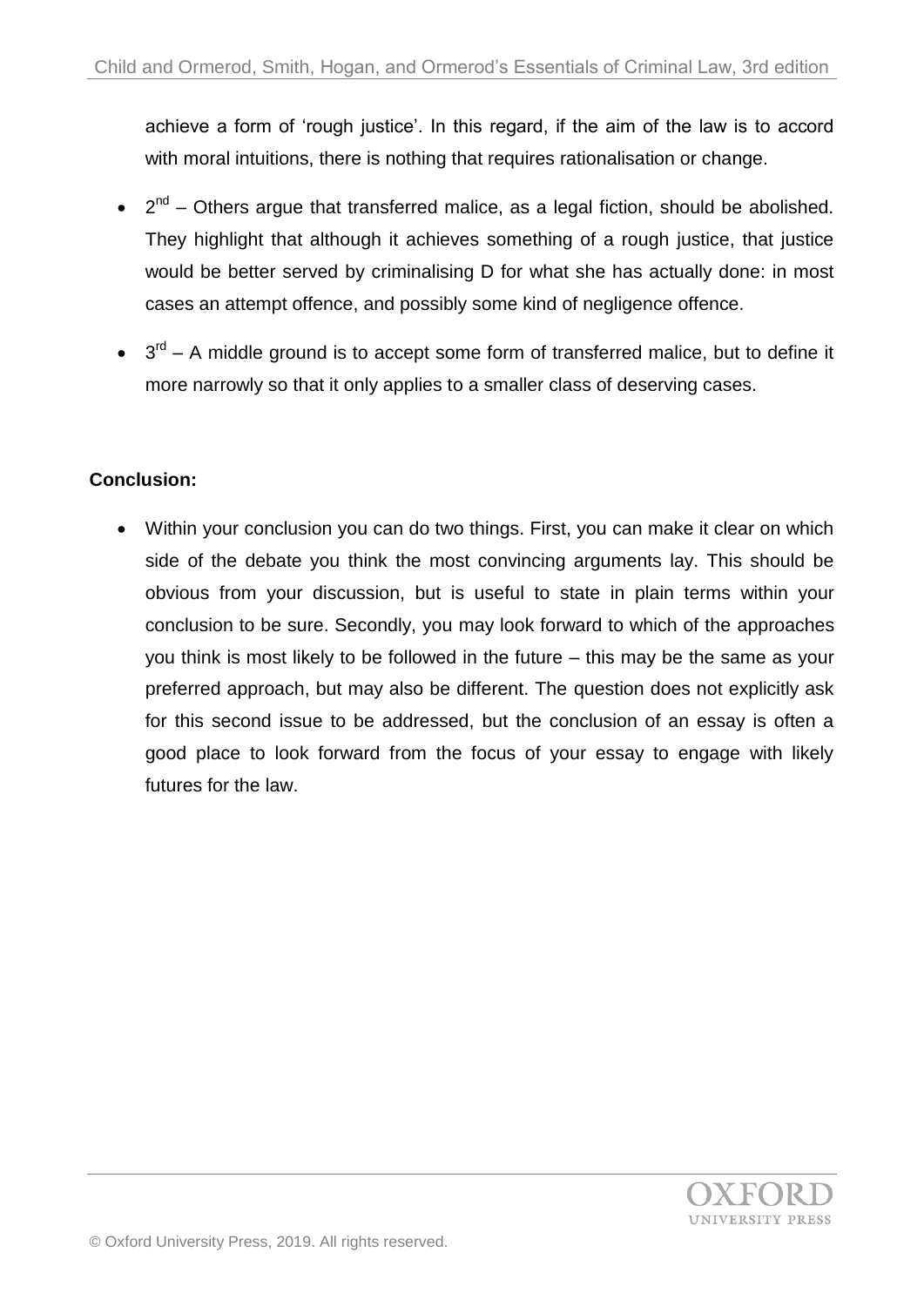achieve a form of 'rough justice'. In this regard, if the aim of the law is to accord with moral intuitions, there is nothing that requires rationalisation or change.

- 2nd – Others argue that transferred malice, as a legal fiction, should be abolished. They highlight that although it achieves something of a rough justice, that justice would be better served by criminalising D for what she has actually done: in most cases an attempt offence, and possibly some kind of negligence offence.
- 3rd – A middle ground is to accept some form of transferred malice, but to define it more narrowly so that it only applies to a smaller class of deserving cases.

**Conclusion:**

- Within your conclusion you can do two things. First, you can make it clear on which side of the debate you think the most convincing arguments lay. This should be obvious from your discussion, but is useful to state in plain terms within your conclusion to be sure. Secondly, you may look forward to which of the approaches you think is most likely to be followed in the future – this may be the same as your preferred approach, but may also be different. The question does not explicitly ask for this second issue to be addressed, but the conclusion of an essay is often a good place to look forward from the focus of your essay to engage with likely futures for the law.